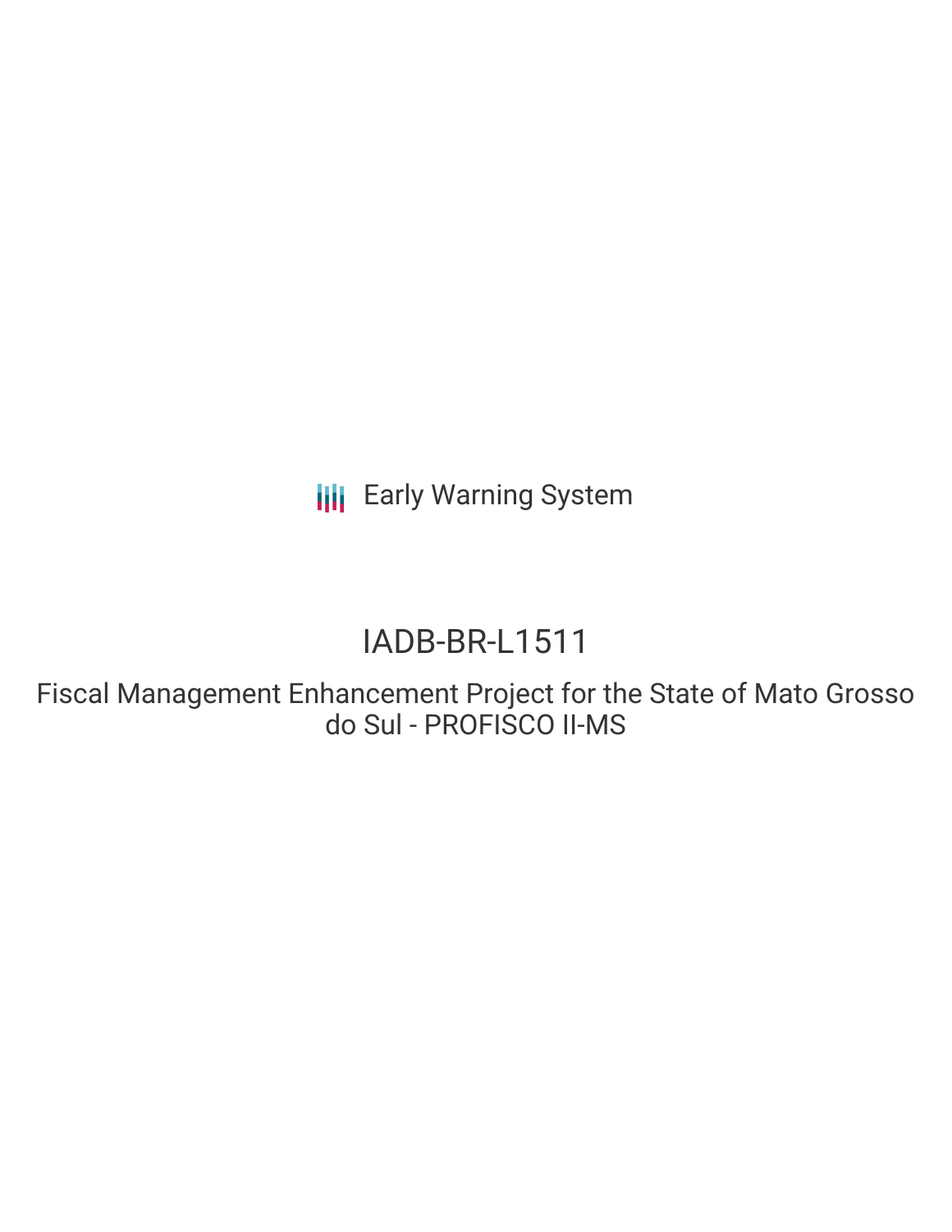Early Warning System

# IADB-BR-L1511

## Fiscal Management Enhancement Project for the State of Mato Grosso do Sul - PROFISCO II-MS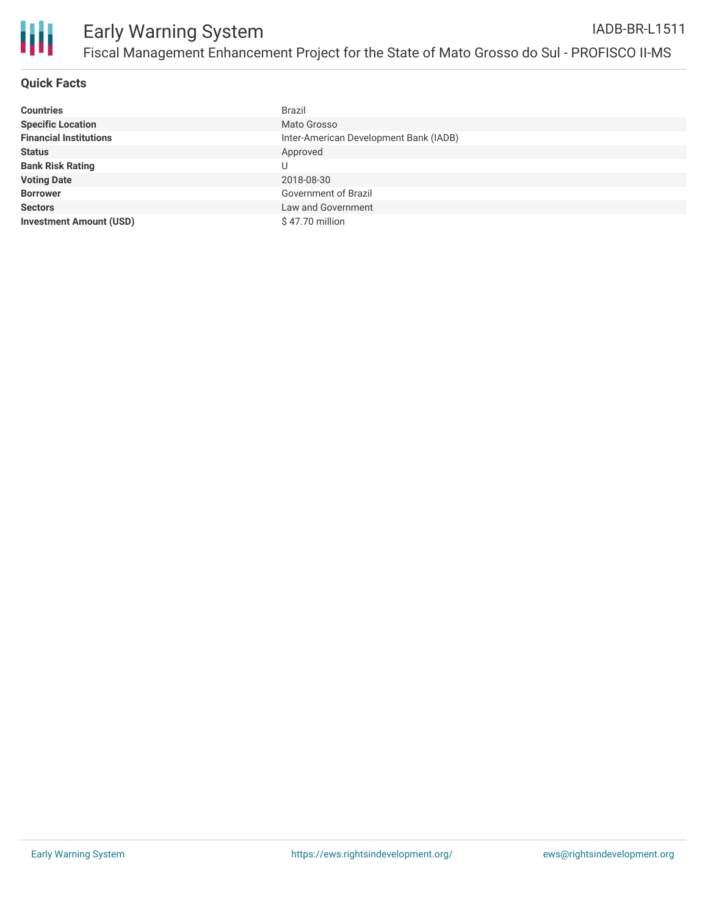# Early Warning System

IADB-BR-L1511

## Fiscal Management Enhancement Project for the State of Mato Grosso do Sul - PROFISCO II-MS

### Quick Facts

| | |
|---|---|
| **Countries** | Brazil |
| **Specific Location** | Mato Grosso |
| **Financial Institutions** | Inter-American Development Bank (IADB) |
| **Status** | Approved |
| **Bank Risk Rating** | U |
| **Voting Date** | 2018-08-30 |
| **Borrower** | Government of Brazil |
| **Sectors** | Law and Government |
| **Investment Amount (USD)** | $ 47.70 million |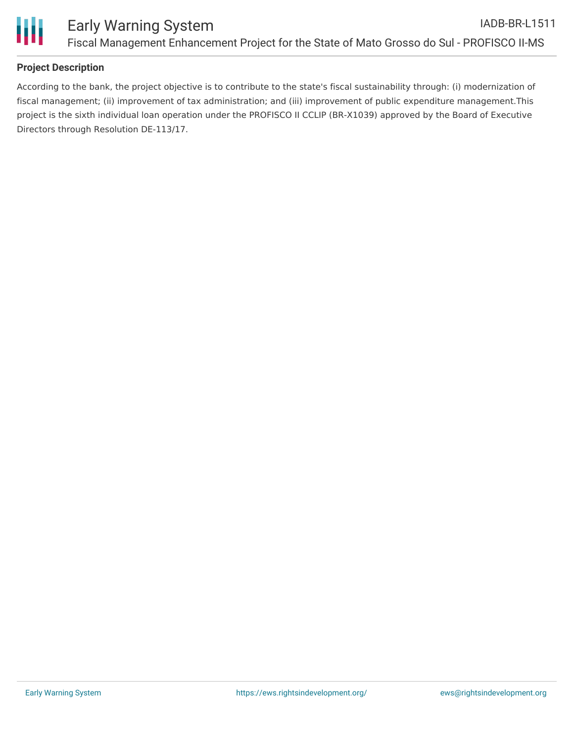**Project Description**

According to the bank, the project objective is to contribute to the state's fiscal sustainability through: (i) modernization of fiscal management; (ii) improvement of tax administration; and (iii) improvement of public expenditure management.This project is the sixth individual loan operation under the PROFISCO II CCLIP (BR-X1039) approved by the Board of Executive Directors through Resolution DE-113/17.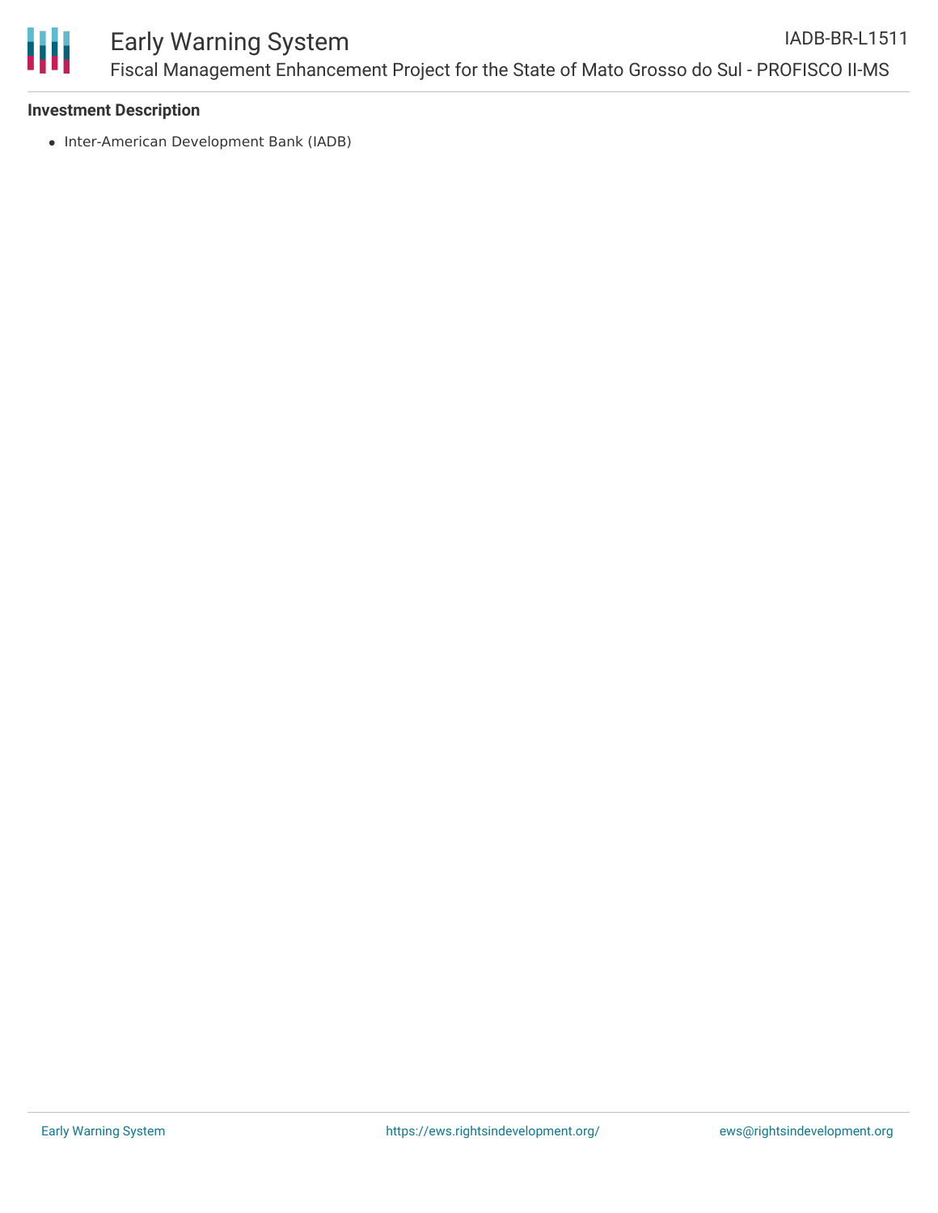**Investment Description**

- Inter-American Development Bank (IADB)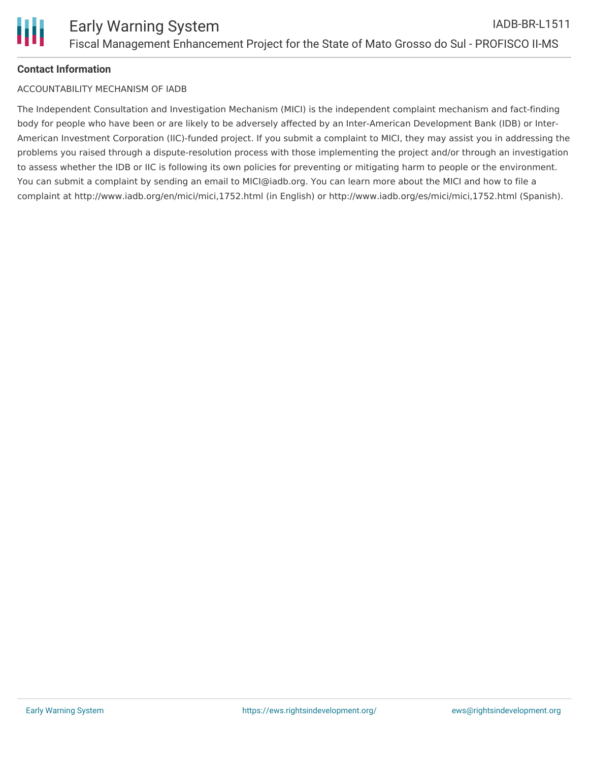**Contact Information**

ACCOUNTABILITY MECHANISM OF IADB

The Independent Consultation and Investigation Mechanism (MICI) is the independent complaint mechanism and fact-finding body for people who have been or are likely to be adversely affected by an Inter-American Development Bank (IDB) or Inter-American Investment Corporation (IIC)-funded project. If you submit a complaint to MICI, they may assist you in addressing the problems you raised through a dispute-resolution process with those implementing the project and/or through an investigation to assess whether the IDB or IIC is following its own policies for preventing or mitigating harm to people or the environment. You can submit a complaint by sending an email to MICI@iadb.org. You can learn more about the MICI and how to file a complaint at http://www.iadb.org/en/mici/mici,1752.html (in English) or http://www.iadb.org/es/mici/mici,1752.html (Spanish).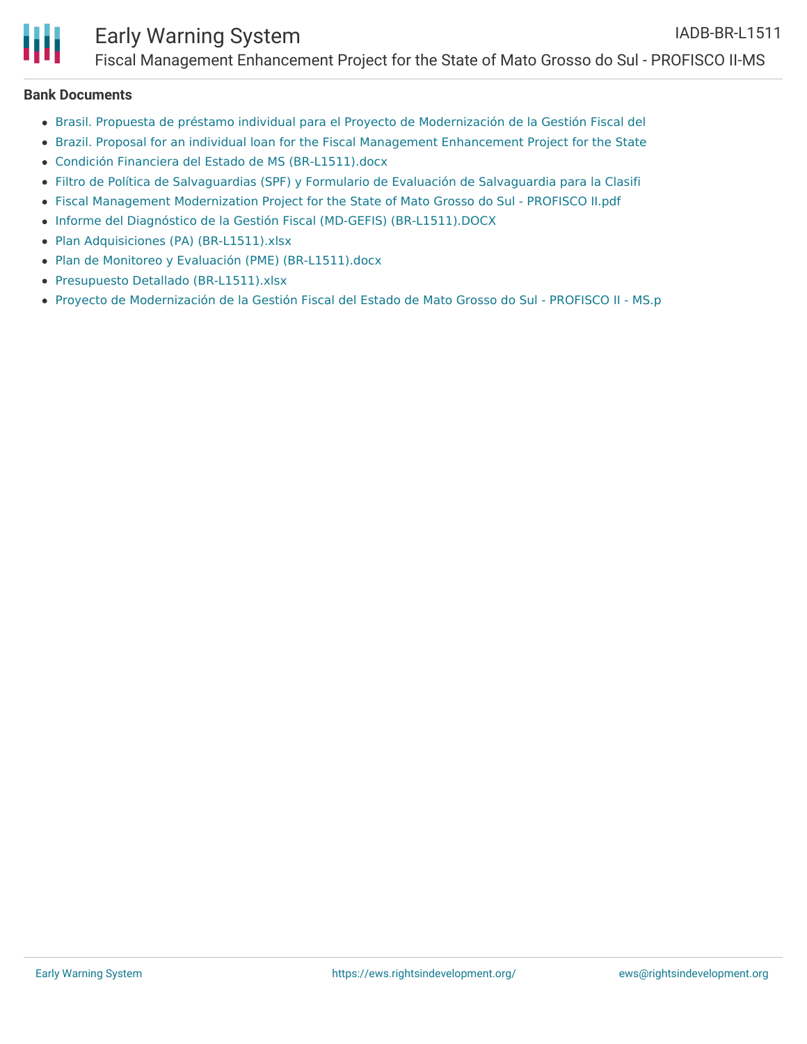**Bank Documents**

- Brasil. Propuesta de préstamo individual para el Proyecto de Modernización de la Gestión Fiscal del
- Brazil. Proposal for an individual loan for the Fiscal Management Enhancement Project for the State
- Condición Financiera del Estado de MS (BR-L1511).docx
- Filtro de Política de Salvaguardias (SPF) y Formulario de Evaluación de Salvaguardia para la Clasifi
- Fiscal Management Modernization Project for the State of Mato Grosso do Sul - PROFISCO II.pdf
- Informe del Diagnóstico de la Gestión Fiscal (MD-GEFIS) (BR-L1511).DOCX
- Plan Adquisiciones (PA) (BR-L1511).xlsx
- Plan de Monitoreo y Evaluación (PME) (BR-L1511).docx
- Presupuesto Detallado (BR-L1511).xlsx
- Proyecto de Modernización de la Gestión Fiscal del Estado de Mato Grosso do Sul - PROFISCO II - MS.p